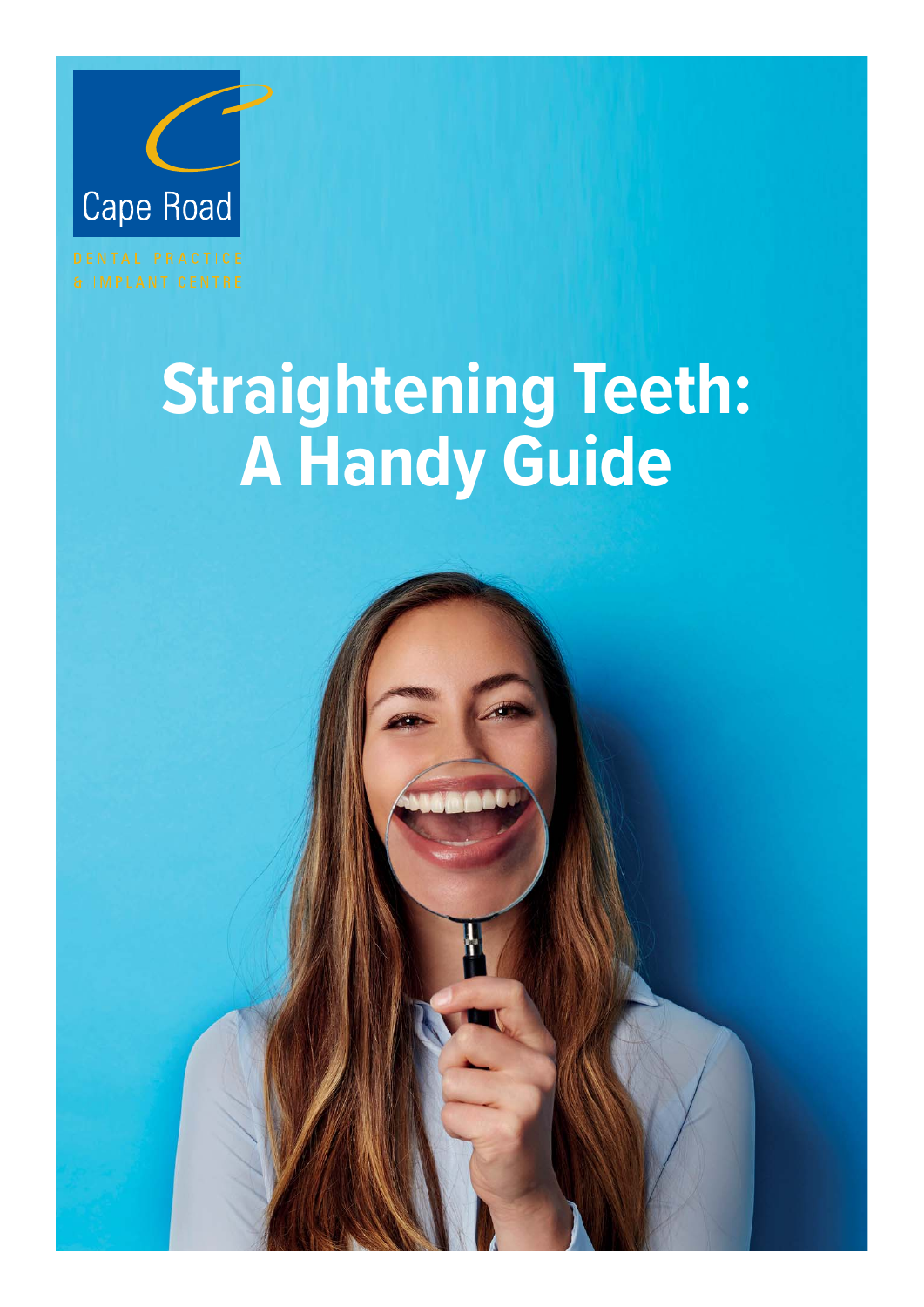Cape Road

DENTAL PRACTICE
& IMPLANT CENTRE

# Straightening Teeth: A Handy Guide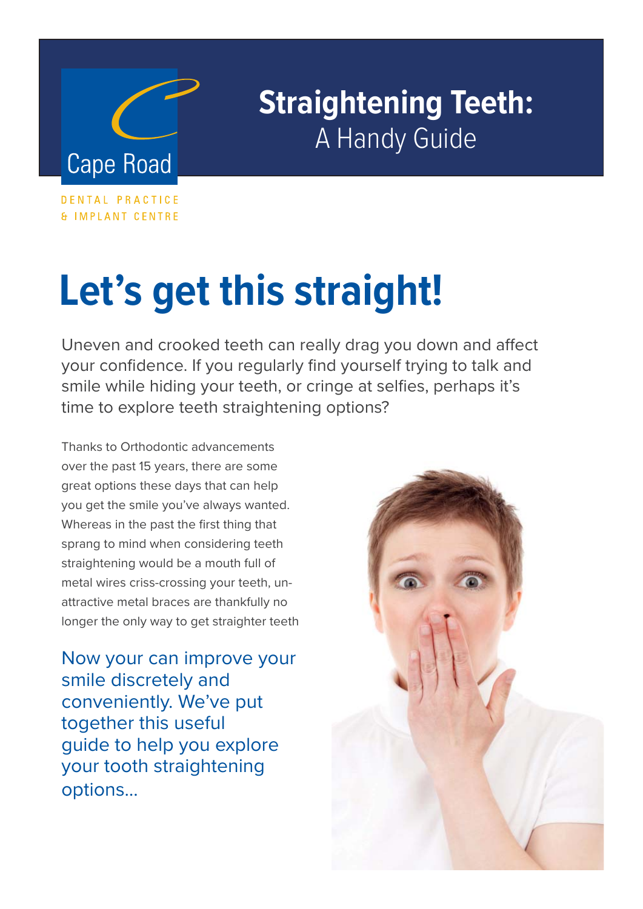Cape Road

DENTAL PRACTICE
& IMPLANT CENTRE

# Straightening Teeth: A Handy Guide

## Let's get this straight!

Uneven and crooked teeth can really drag you down and affect your confidence. If you regularly find yourself trying to talk and smile while hiding your teeth, or cringe at selfies, perhaps it's time to explore teeth straightening options?

Thanks to Orthodontic advancements over the past 15 years, there are some great options these days that can help you get the smile you've always wanted. Whereas in the past the first thing that sprang to mind when considering teeth straightening would be a mouth full of metal wires criss-crossing your teeth, un-attractive metal braces are thankfully no longer the only way to get straighter teeth

Now your can improve your smile discretely and conveniently. We've put together this useful guide to help you explore your tooth straightening options...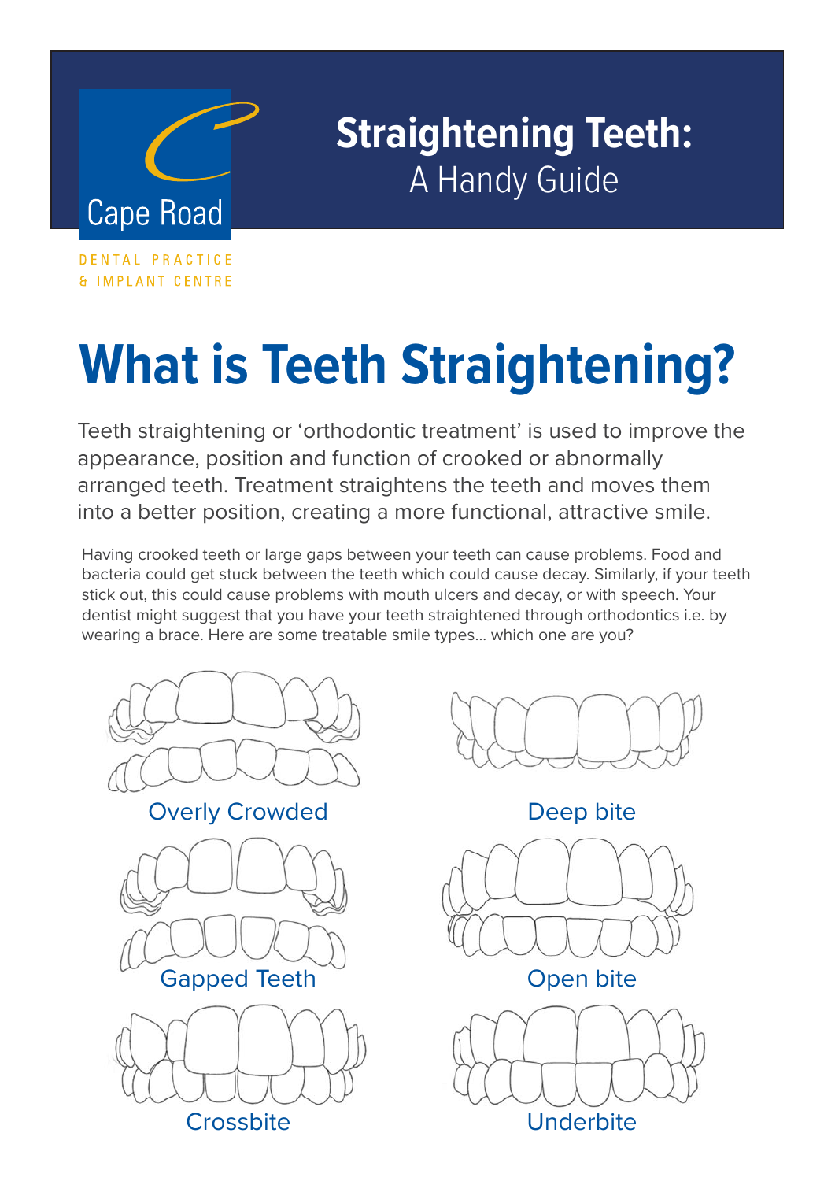# Straightening Teeth:
## A Handy Guide

Cape Road

DENTAL PRACTICE
& IMPLANT CENTRE

# What is Teeth Straightening?

Teeth straightening or 'orthodontic treatment' is used to improve the appearance, position and function of crooked or abnormally arranged teeth. Treatment straightens the teeth and moves them into a better position, creating a more functional, attractive smile.

Having crooked teeth or large gaps between your teeth can cause problems. Food and bacteria could get stuck between the teeth which could cause decay. Similarly, if your teeth stick out, this could cause problems with mouth ulcers and decay, or with speech. Your dentist might suggest that you have your teeth straightened through orthodontics i.e. by wearing a brace. Here are some treatable smile types... which one are you?

Overly Crowded

Deep bite

Gapped Teeth

Open bite

Crossbite

Underbite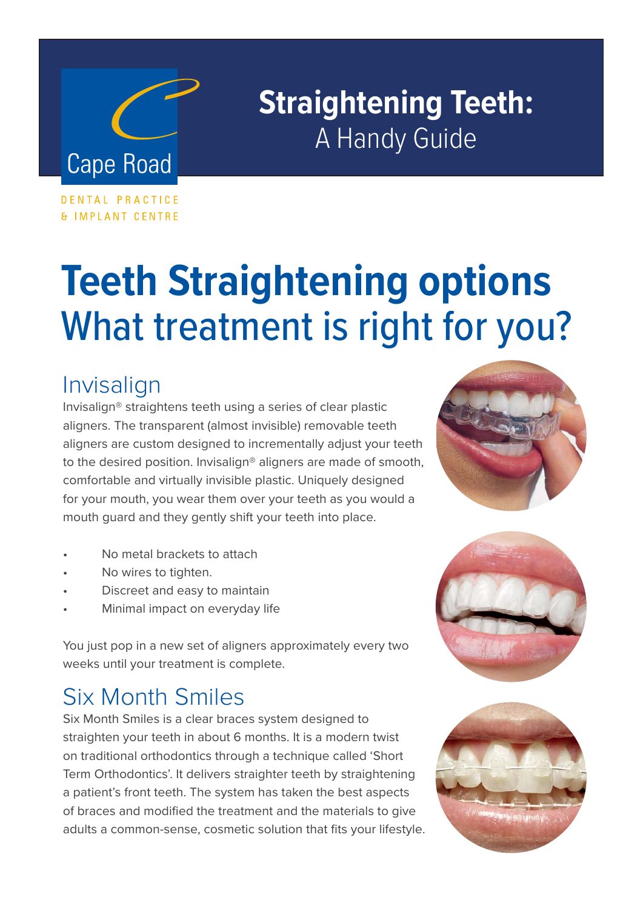Cape Road

DENTAL PRACTICE
& IMPLANT CENTRE

# Straightening Teeth:
A Handy Guide

# Teeth Straightening options
## What treatment is right for you?

### Invisalign

Invisalign® straightens teeth using a series of clear plastic aligners. The transparent (almost invisible) removable teeth aligners are custom designed to incrementally adjust your teeth to the desired position. Invisalign® aligners are made of smooth, comfortable and virtually invisible plastic. Uniquely designed for your mouth, you wear them over your teeth as you would a mouth guard and they gently shift your teeth into place.

- No metal brackets to attach
- No wires to tighten.
- Discreet and easy to maintain
- Minimal impact on everyday life

You just pop in a new set of aligners approximately every two weeks until your treatment is complete.

### Six Month Smiles

Six Month Smiles is a clear braces system designed to straighten your teeth in about 6 months. It is a modern twist on traditional orthodontics through a technique called 'Short Term Orthodontics'. It delivers straighter teeth by straightening a patient's front teeth. The system has taken the best aspects of braces and modified the treatment and the materials to give adults a common-sense, cosmetic solution that fits your lifestyle.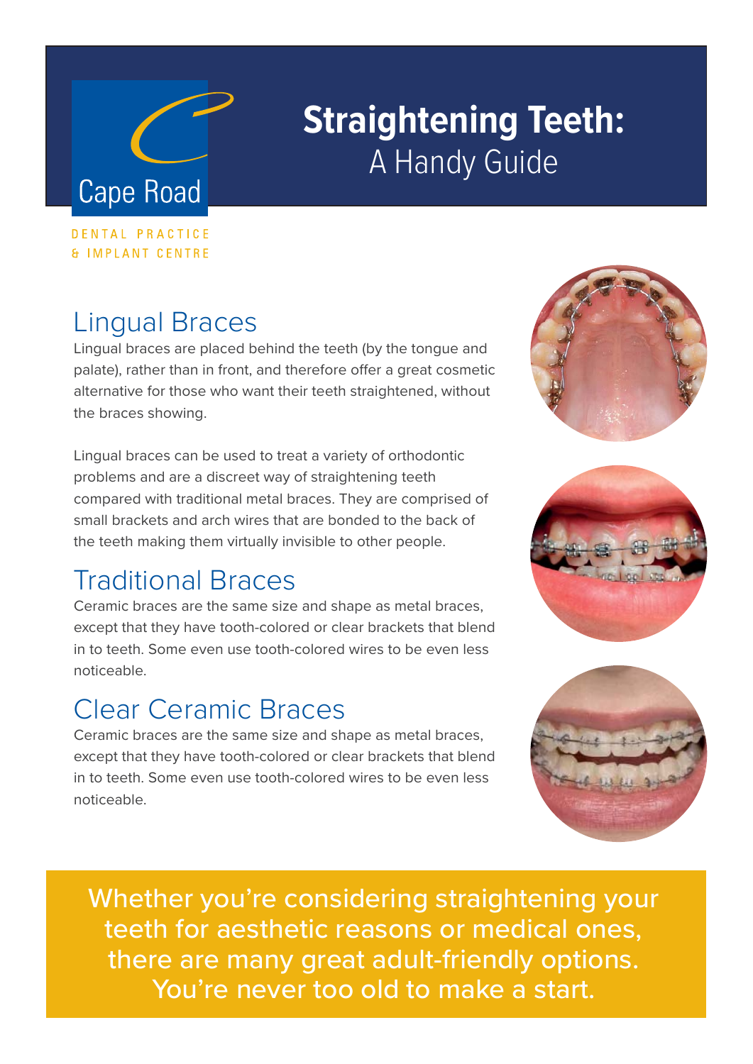# Straightening Teeth:
A Handy Guide

Cape Road

DENTAL PRACTICE
& IMPLANT CENTRE

## Lingual Braces

Lingual braces are placed behind the teeth (by the tongue and palate), rather than in front, and therefore offer a great cosmetic alternative for those who want their teeth straightened, without the braces showing.

Lingual braces can be used to treat a variety of orthodontic problems and are a discreet way of straightening teeth compared with traditional metal braces. They are comprised of small brackets and arch wires that are bonded to the back of the teeth making them virtually invisible to other people.

## Traditional Braces

Ceramic braces are the same size and shape as metal braces, except that they have tooth-colored or clear brackets that blend in to teeth. Some even use tooth-colored wires to be even less noticeable.

## Clear Ceramic Braces

Ceramic braces are the same size and shape as metal braces, except that they have tooth-colored or clear brackets that blend in to teeth. Some even use tooth-colored wires to be even less noticeable.

Whether you're considering straightening your teeth for aesthetic reasons or medical ones, there are many great adult-friendly options. You're never too old to make a start.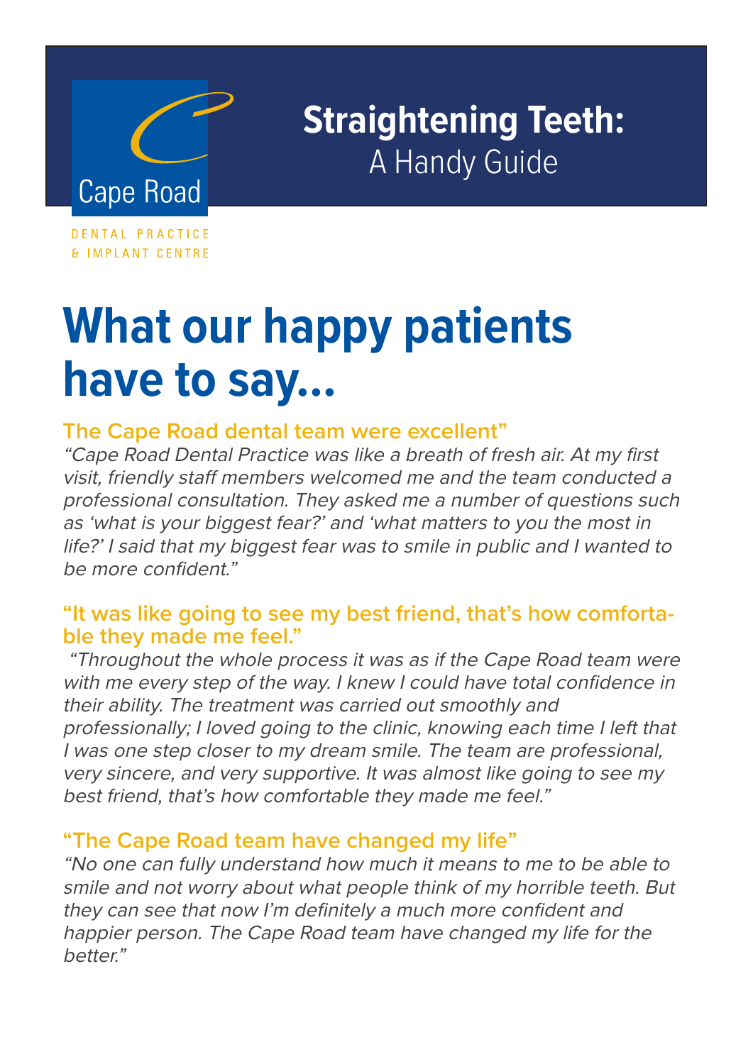Cape Road

DENTAL PRACTICE
& IMPLANT CENTRE

**Straightening Teeth:**
A Handy Guide

# What our happy patients have to say...

### The Cape Road dental team were excellent”

*“Cape Road Dental Practice was like a breath of fresh air. At my first visit, friendly staff members welcomed me and the team conducted a professional consultation. They asked me a number of questions such as ‘what is your biggest fear?’ and ‘what matters to you the most in life?’ I said that my biggest fear was to smile in public and I wanted to be more confident.”*

### “It was like going to see my best friend, that’s how comfortable they made me feel.”

*“Throughout the whole process it was as if the Cape Road team were with me every step of the way. I knew I could have total confidence in their ability. The treatment was carried out smoothly and professionally; I loved going to the clinic, knowing each time I left that I was one step closer to my dream smile. The team are professional, very sincere, and very supportive. It was almost like going to see my best friend, that’s how comfortable they made me feel.”*

### “The Cape Road team have changed my life”

*“No one can fully understand how much it means to me to be able to smile and not worry about what people think of my horrible teeth. But they can see that now I’m definitely a much more confident and happier person. The Cape Road team have changed my life for the better.”*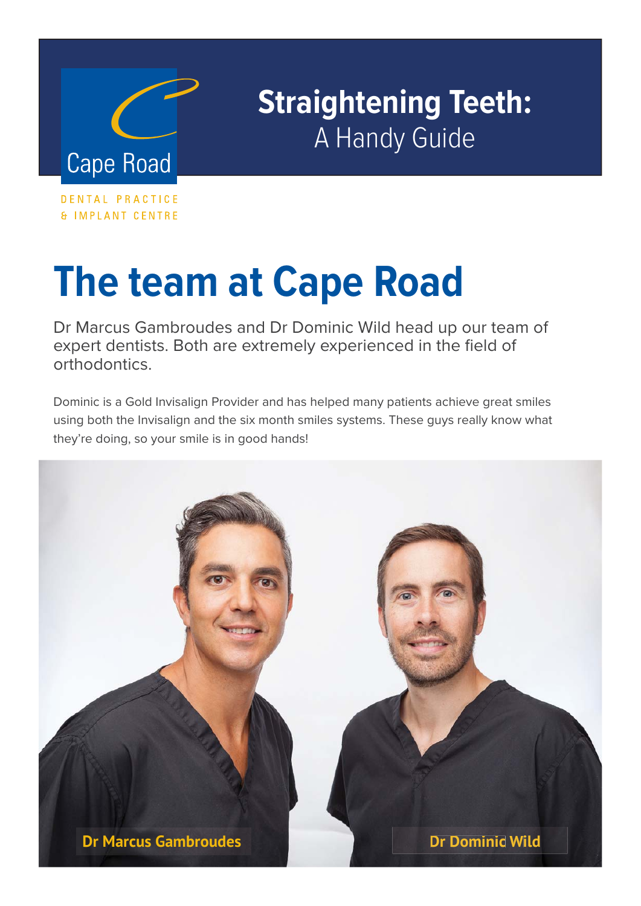Cape Road

DENTAL PRACTICE
& IMPLANT CENTRE

**Straightening Teeth:**
A Handy Guide

# The team at Cape Road

Dr Marcus Gambroudes and Dr Dominic Wild head up our team of expert dentists. Both are extremely experienced in the field of orthodontics.

Dominic is a Gold Invisalign Provider and has helped many patients achieve great smiles using both the Invisalign and the six month smiles systems. These guys really know what they're doing, so your smile is in good hands!

**Dr Marcus Gambroudes**

**Dr Dominic Wild**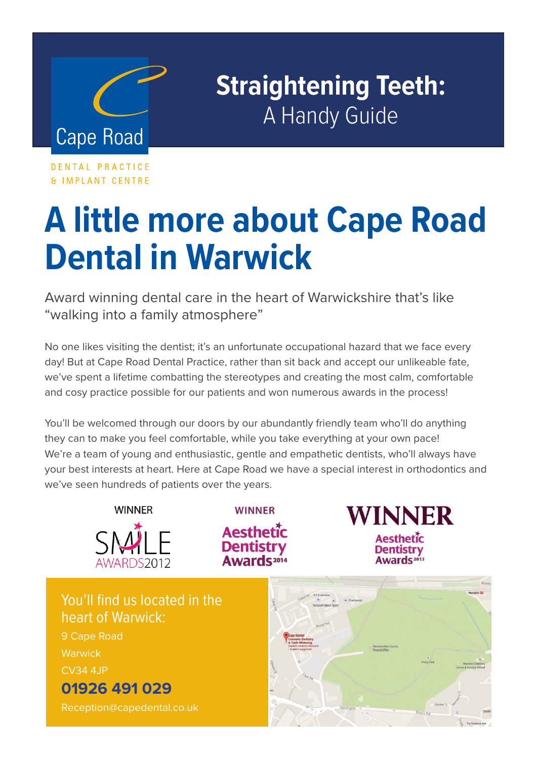Cape Road

DENTAL PRACTICE
& IMPLANT CENTRE

**Straightening Teeth:**
A Handy Guide

# A little more about Cape Road Dental in Warwick

Award winning dental care in the heart of Warwickshire that's like "walking into a family atmosphere"

No one likes visiting the dentist; it's an unfortunate occupational hazard that we face every day! But at Cape Road Dental Practice, rather than sit back and accept our unlikeable fate, we've spent a lifetime combatting the stereotypes and creating the most calm, comfortable and cosy practice possible for our patients and won numerous awards in the process!

You'll be welcomed through our doors by our abundantly friendly team who'll do anything they can to make you feel comfortable, while you take everything at your own pace! We're a team of young and enthusiastic, gentle and empathetic dentists, who'll always have your best interests at heart. Here at Cape Road we have a special interest in orthodontics and we've seen hundreds of patients over the years.

WINNER SMILE AWARDS2012

WINNER Aesthetic Dentistry Awards 2014

WINNER Aesthetic Dentistry Awards 2013

You'll find us located in the heart of Warwick:

9 Cape Road
Warwick
CV34 4JP

**01926 491 029**

Reception@capedental.co.uk